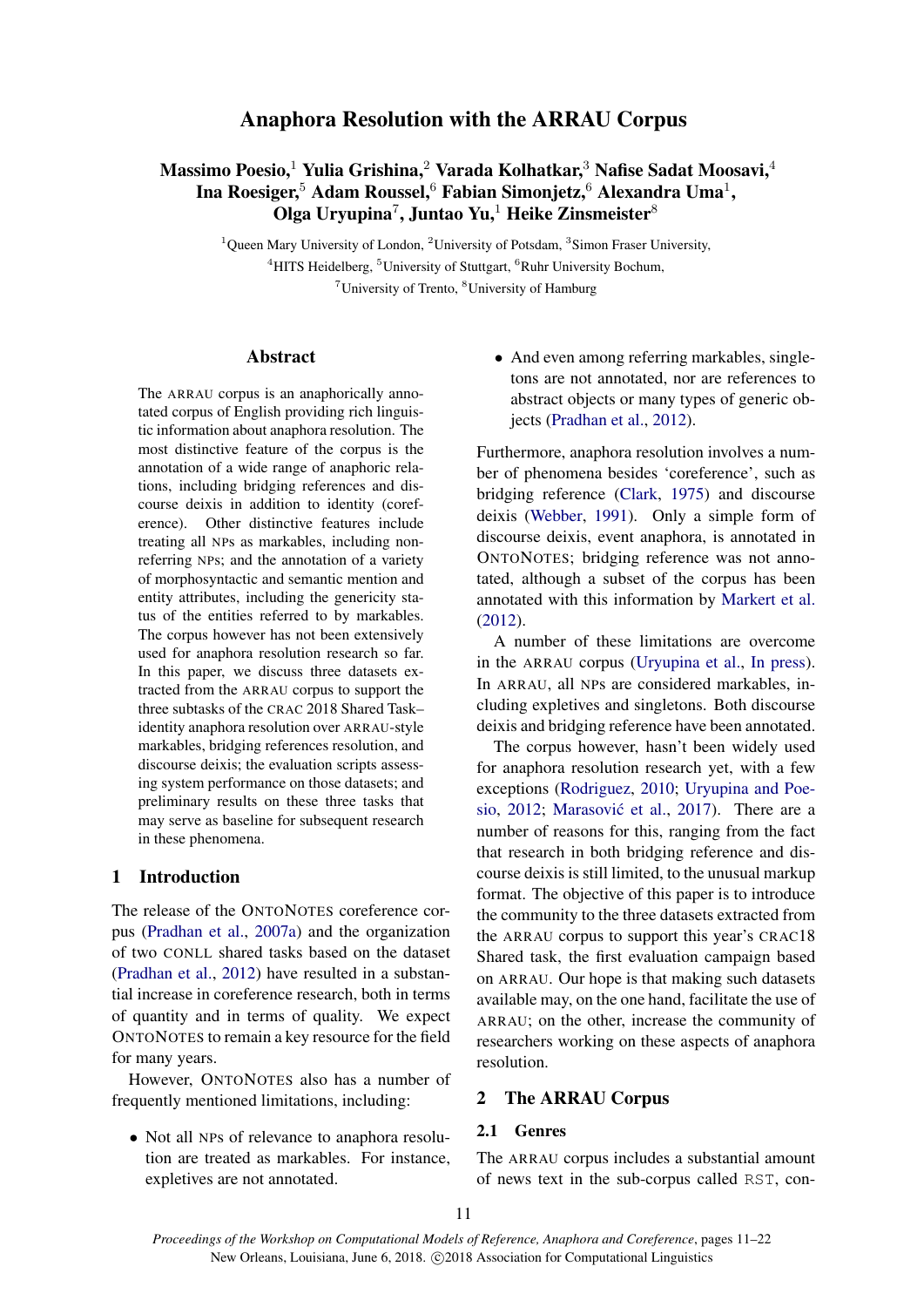# Anaphora Resolution with the ARRAU Corpus

**Massimo Poesio,[1] Yulia Grishina,[2] Varada Kolhatkar,[3] Nafise Sadat Moosavi,[4] Ina Roesiger,[5] Adam Roussel,[6] Fabian Simonjetz,[6] Alexandra Uma[1], Olga Uryupina[7], Juntao Yu,[1] Heike Zinsmeister[8]**

[1]Queen Mary University of London, [2]University of Potsdam, [3]Simon Fraser University, [4]HITS Heidelberg, [5]University of Stuttgart, [6]Ruhr University Bochum, [7]University of Trento, [8]University of Hamburg

## Abstract

The ARRAU corpus is an anaphorically annotated corpus of English providing rich linguistic information about anaphora resolution. The most distinctive feature of the corpus is the annotation of a wide range of anaphoric relations, including bridging references and discourse deixis in addition to identity (coreference). Other distinctive features include treating all NPs as markables, including non-referring NPs; and the annotation of a variety of morphosyntactic and semantic mention and entity attributes, including the genericity status of the entities referred to by markables. The corpus however has not been extensively used for anaphora resolution research so far. In this paper, we discuss three datasets extracted from the ARRAU corpus to support the three subtasks of the CRAC 2018 Shared Task–identity anaphora resolution over ARRAU-style markables, bridging references resolution, and discourse deixis; the evaluation scripts assessing system performance on those datasets; and preliminary results on these three tasks that may serve as baseline for subsequent research in these phenomena.

## 1 Introduction

The release of the ONTONOTES coreference corpus (Pradhan et al., 2007a) and the organization of two CONLL shared tasks based on the dataset (Pradhan et al., 2012) have resulted in a substantial increase in coreference research, both in terms of quantity and in terms of quality. We expect ONTONOTES to remain a key resource for the field for many years.

However, ONTONOTES also has a number of frequently mentioned limitations, including:

- Not all NPs of relevance to anaphora resolution are treated as markables. For instance, expletives are not annotated.
- And even among referring markables, singletons are not annotated, nor are references to abstract objects or many types of generic objects (Pradhan et al., 2012).

Furthermore, anaphora resolution involves a number of phenomena besides 'coreference', such as bridging reference (Clark, 1975) and discourse deixis (Webber, 1991). Only a simple form of discourse deixis, event anaphora, is annotated in ONTONOTES; bridging reference was not annotated, although a subset of the corpus has been annotated with this information by Markert et al. (2012).

A number of these limitations are overcome in the ARRAU corpus (Uryupina et al., In press). In ARRAU, all NPs are considered markables, including expletives and singletons. Both discourse deixis and bridging reference have been annotated.

The corpus however, hasn't been widely used for anaphora resolution research yet, with a few exceptions (Rodriguez, 2010; Uryupina and Poesio, 2012; Marasović et al., 2017). There are a number of reasons for this, ranging from the fact that research in both bridging reference and discourse deixis is still limited, to the unusual markup format. The objective of this paper is to introduce the community to the three datasets extracted from the ARRAU corpus to support this year's CRAC18 Shared task, the first evaluation campaign based on ARRAU. Our hope is that making such datasets available may, on the one hand, facilitate the use of ARRAU; on the other, increase the community of researchers working on these aspects of anaphora resolution.

## 2 The ARRAU Corpus

### 2.1 Genres

The ARRAU corpus includes a substantial amount of news text in the sub-corpus called RST, con-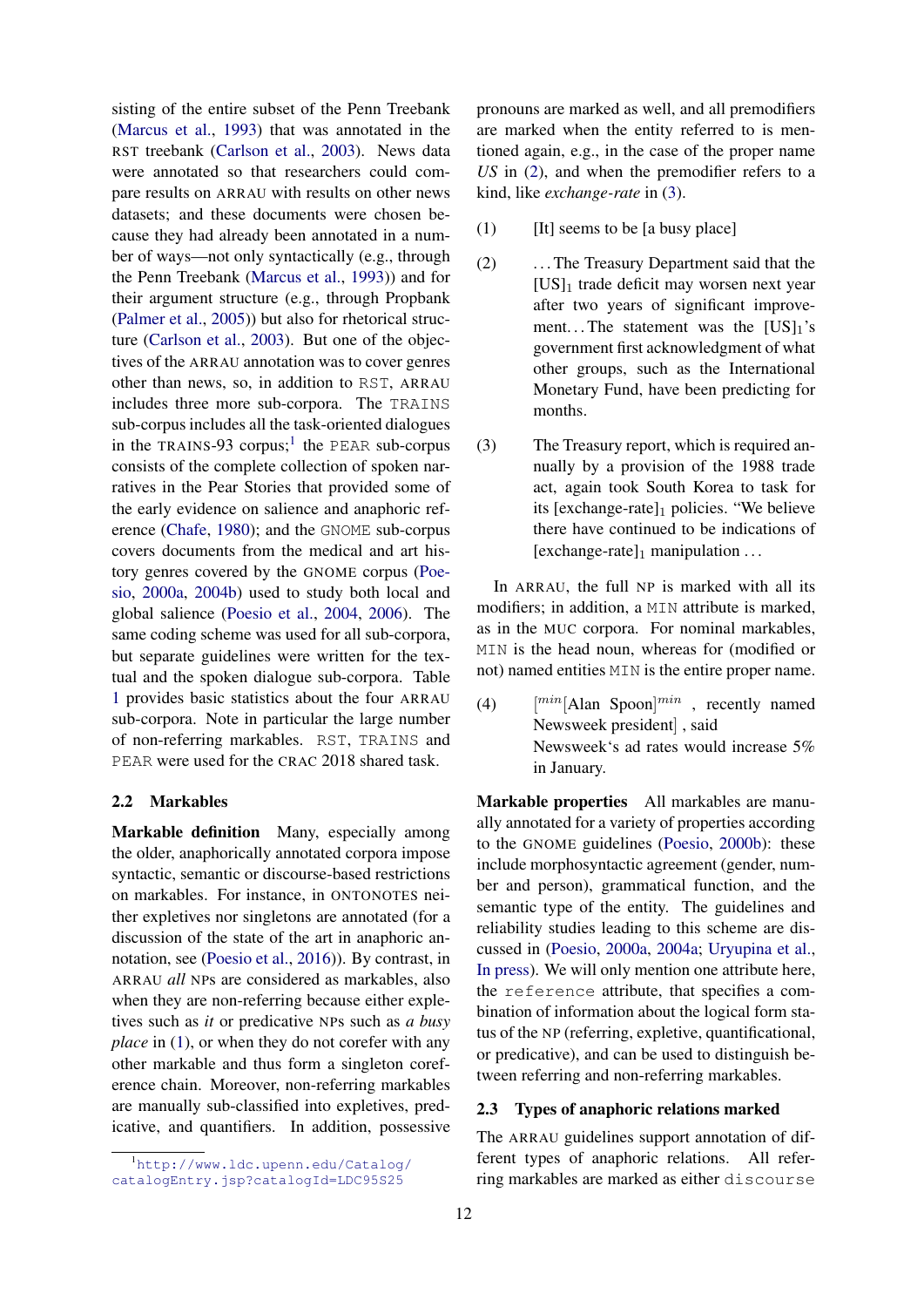sisting of the entire subset of the Penn Treebank (Marcus et al., 1993) that was annotated in the RST treebank (Carlson et al., 2003). News data were annotated so that researchers could compare results on ARRAU with results on other news datasets; and these documents were chosen because they had already been annotated in a number of ways—not only syntactically (e.g., through the Penn Treebank (Marcus et al., 1993)) and for their argument structure (e.g., through Propbank (Palmer et al., 2005)) but also for rhetorical structure (Carlson et al., 2003). But one of the objectives of the ARRAU annotation was to cover genres other than news, so, in addition to RST, ARRAU includes three more sub-corpora. The TRAINS sub-corpus includes all the task-oriented dialogues in the TRAINS-93 corpus;[1] the PEAR sub-corpus consists of the complete collection of spoken narratives in the Pear Stories that provided some of the early evidence on salience and anaphoric reference (Chafe, 1980); and the GNOME sub-corpus covers documents from the medical and art history genres covered by the GNOME corpus (Poesio, 2000a, 2004b) used to study both local and global salience (Poesio et al., 2004, 2006). The same coding scheme was used for all sub-corpora, but separate guidelines were written for the textual and the spoken dialogue sub-corpora. Table 1 provides basic statistics about the four ARRAU sub-corpora. Note in particular the large number of non-referring markables. RST, TRAINS and PEAR were used for the CRAC 2018 shared task.

## 2.2 Markables

**Markable definition** Many, especially among the older, anaphorically annotated corpora impose syntactic, semantic or discourse-based restrictions on markables. For instance, in ONTONOTES neither expletives nor singletons are annotated (for a discussion of the state of the art in anaphoric annotation, see (Poesio et al., 2016)). By contrast, in ARRAU *all* NPs are considered as markables, also when they are non-referring because either expletives such as *it* or predicative NPs such as *a busy place* in (1), or when they do not corefer with any other markable and thus form a singleton coreference chain. Moreover, non-referring markables are manually sub-classified into expletives, predicative, and quantifiers. In addition, possessive pronouns are marked as well, and all premodifiers are marked when the entity referred to is mentioned again, e.g., in the case of the proper name *US* in (2), and when the premodifier refers to a kind, like *exchange-rate* in (3).

(1) [It] seems to be [a busy place]

(2) ...The Treasury Department said that the $[\text{US}]_1$ trade deficit may worsen next year after two years of significant improvement...The statement was the $[\text{US}]_1$'s government first acknowledgment of what other groups, such as the International Monetary Fund, have been predicting for months.

(3) The Treasury report, which is required annually by a provision of the 1988 trade act, again took South Korea to task for its $[\text{exchange-rate}]_1$ policies. "We believe there have continued to be indications of $[\text{exchange-rate}]_1$ manipulation ...

In ARRAU, the full NP is marked with all its modifiers; in addition, a MIN attribute is marked, as in the MUC corpora. For nominal markables, MIN is the head noun, whereas for (modified or not) named entities MIN is the entire proper name.

(4) $[^{min}$[Alan Spoon$]^{min}$ , recently named Newsweek president] , said Newsweek's ad rates would increase 5% in January.

**Markable properties** All markables are manually annotated for a variety of properties according to the GNOME guidelines (Poesio, 2000b): these include morphosyntactic agreement (gender, number and person), grammatical function, and the semantic type of the entity. The guidelines and reliability studies leading to this scheme are discussed in (Poesio, 2000a, 2004a; Uryupina et al., In press). We will only mention one attribute here, the reference attribute, that specifies a combination of information about the logical form status of the NP (referring, expletive, quantificational, or predicative), and can be used to distinguish between referring and non-referring markables.

## 2.3 Types of anaphoric relations marked

The ARRAU guidelines support annotation of different types of anaphoric relations. All referring markables are marked as either discourse

[1] http://www.ldc.upenn.edu/Catalog/catalogEntry.jsp?catalogId=LDC95S25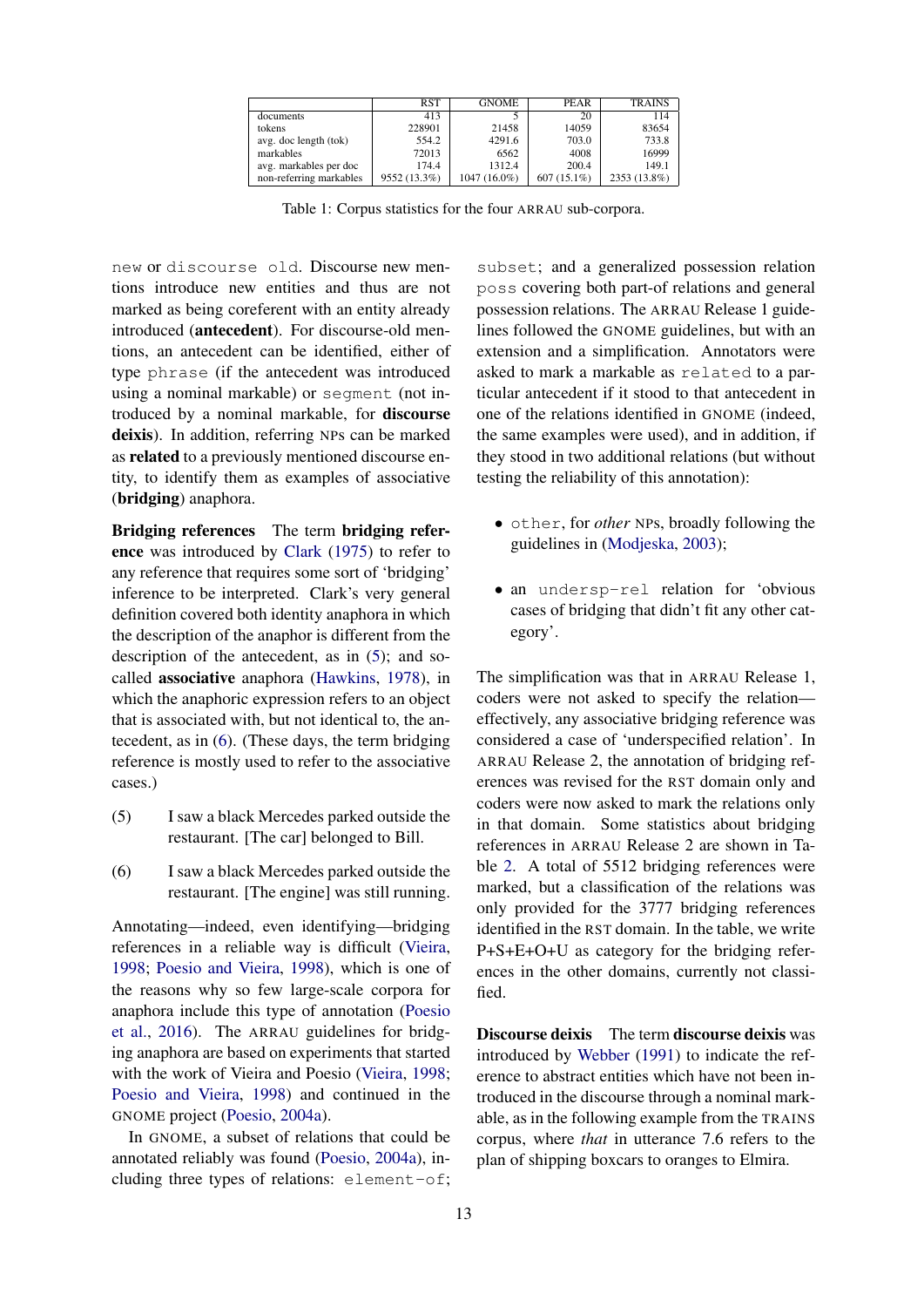|  | RST | GNOME | PEAR | TRAINS |
|---|---|---|---|---|
| documents | 413 | 5 | 20 | 114 |
| tokens | 228901 | 21458 | 14059 | 83654 |
| avg. doc length (tok) | 554.2 | 4291.6 | 703.0 | 733.8 |
| markables | 72013 | 6562 | 4008 | 16999 |
| avg. markables per doc | 174.4 | 1312.4 | 200.4 | 149.1 |
| non-referring markables | 9552 (13.3%) | 1047 (16.0%) | 607 (15.1%) | 2353 (13.8%) |

Table 1: Corpus statistics for the four ARRAU sub-corpora.

`new` or `discourse old`. Discourse new mentions introduce new entities and thus are not marked as being coreferent with an entity already introduced (**antecedent**). For discourse-old mentions, an antecedent can be identified, either of type `phrase` (if the antecedent was introduced using a nominal markable) or `segment` (not introduced by a nominal markable, for **discourse deixis**). In addition, referring NPs can be marked as **related** to a previously mentioned discourse entity, to identify them as examples of associative (**bridging**) anaphora.

**Bridging references** The term **bridging reference** was introduced by Clark (1975) to refer to any reference that requires some sort of 'bridging' inference to be interpreted. Clark's very general definition covered both identity anaphora in which the description of the anaphor is different from the description of the antecedent, as in (5); and so-called **associative** anaphora (Hawkins, 1978), in which the anaphoric expression refers to an object that is associated with, but not identical to, the antecedent, as in (6). (These days, the term bridging reference is mostly used to refer to the associative cases.)

(5) I saw a black Mercedes parked outside the restaurant. [The car] belonged to Bill.

(6) I saw a black Mercedes parked outside the restaurant. [The engine] was still running.

Annotating—indeed, even identifying—bridging references in a reliable way is difficult (Vieira, 1998; Poesio and Vieira, 1998), which is one of the reasons why so few large-scale corpora for anaphora include this type of annotation (Poesio et al., 2016). The ARRAU guidelines for bridging anaphora are based on experiments that started with the work of Vieira and Poesio (Vieira, 1998; Poesio and Vieira, 1998) and continued in the GNOME project (Poesio, 2004a).

In GNOME, a subset of relations that could be annotated reliably was found (Poesio, 2004a), including three types of relations: `element-of`; `subset`; and a generalized possession relation `poss` covering both part-of relations and general possession relations. The ARRAU Release 1 guidelines followed the GNOME guidelines, but with an extension and a simplification. Annotators were asked to mark a markable as `related` to a particular antecedent if it stood to that antecedent in one of the relations identified in GNOME (indeed, the same examples were used), and in addition, if they stood in two additional relations (but without testing the reliability of this annotation):

- `other`, for *other* NPs, broadly following the guidelines in (Modjeska, 2003);
- an `undersp-rel` relation for 'obvious cases of bridging that didn't fit any other category'.

The simplification was that in ARRAU Release 1, coders were not asked to specify the relation—effectively, any associative bridging reference was considered a case of 'underspecified relation'. In ARRAU Release 2, the annotation of bridging references was revised for the RST domain only and coders were now asked to mark the relations only in that domain. Some statistics about bridging references in ARRAU Release 2 are shown in Table 2. A total of 5512 bridging references were marked, but a classification of the relations was only provided for the 3777 bridging references identified in the RST domain. In the table, we write P+S+E+O+U as category for the bridging references in the other domains, currently not classified.

**Discourse deixis** The term **discourse deixis** was introduced by Webber (1991) to indicate the reference to abstract entities which have not been introduced in the discourse through a nominal markable, as in the following example from the TRAINS corpus, where *that* in utterance 7.6 refers to the plan of shipping boxcars to oranges to Elmira.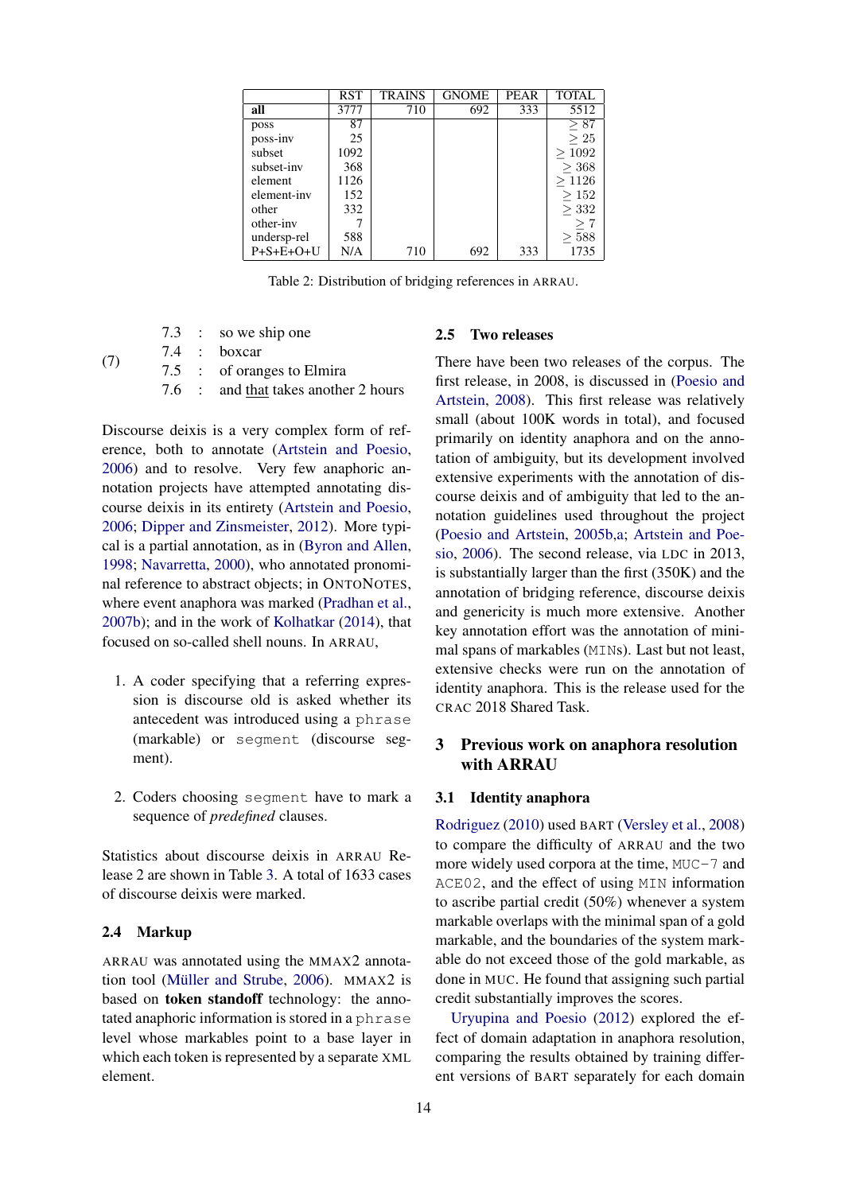|  | RST | TRAINS | GNOME | PEAR | TOTAL |
|---|---|---|---|---|---|
| **all** | 3777 | 710 | 692 | 333 | 5512 |
| poss | 87 |  |  |  | $\geq 87$ |
| poss-inv | 25 |  |  |  | $\geq 25$ |
| subset | 1092 |  |  |  | $\geq 1092$ |
| subset-inv | 368 |  |  |  | $\geq 368$ |
| element | 1126 |  |  |  | $\geq 1126$ |
| element-inv | 152 |  |  |  | $\geq 152$ |
| other | 332 |  |  |  | $\geq 332$ |
| other-inv | 7 |  |  |  | $\geq 7$ |
| undersp-rel | 588 |  |  |  | $\geq 588$ |
| P+S+E+O+U | N/A | 710 | 692 | 333 | 1735 |

Table 2: Distribution of bridging references in ARRAU.

(7)
7.3 : so we ship one
7.4 : boxcar
7.5 : of oranges to Elmira
7.6 : and <u>that</u> takes another 2 hours

Discourse deixis is a very complex form of reference, both to annotate (Artstein and Poesio, 2006) and to resolve. Very few anaphoric annotation projects have attempted annotating discourse deixis in its entirety (Artstein and Poesio, 2006; Dipper and Zinsmeister, 2012). More typical is a partial annotation, as in (Byron and Allen, 1998; Navarretta, 2000), who annotated pronominal reference to abstract objects; in ONTONOTES, where event anaphora was marked (Pradhan et al., 2007b); and in the work of Kolhatkar (2014), that focused on so-called shell nouns. In ARRAU,

1. A coder specifying that a referring expression is discourse old is asked whether its antecedent was introduced using a `phrase` (markable) or `segment` (discourse segment).

2. Coders choosing `segment` have to mark a sequence of *predefined* clauses.

Statistics about discourse deixis in ARRAU Release 2 are shown in Table 3. A total of 1633 cases of discourse deixis were marked.

### 2.4 Markup

ARRAU was annotated using the MMAX2 annotation tool (Müller and Strube, 2006). MMAX2 is based on **token standoff** technology: the annotated anaphoric information is stored in a `phrase` level whose markables point to a base layer in which each token is represented by a separate XML element.

### 2.5 Two releases

There have been two releases of the corpus. The first release, in 2008, is discussed in (Poesio and Artstein, 2008). This first release was relatively small (about 100K words in total), and focused primarily on identity anaphora and on the annotation of ambiguity, but its development involved extensive experiments with the annotation of discourse deixis and of ambiguity that led to the annotation guidelines used throughout the project (Poesio and Artstein, 2005b,a; Artstein and Poesio, 2006). The second release, via LDC in 2013, is substantially larger than the first (350K) and the annotation of bridging reference, discourse deixis and genericity is much more extensive. Another key annotation effort was the annotation of minimal spans of markables (`MIN`s). Last but not least, extensive checks were run on the annotation of identity anaphora. This is the release used for the CRAC 2018 Shared Task.

## 3 Previous work on anaphora resolution with ARRAU

### 3.1 Identity anaphora

Rodriguez (2010) used BART (Versley et al., 2008) to compare the difficulty of ARRAU and the two more widely used corpora at the time, `MUC-7` and `ACE02`, and the effect of using `MIN` information to ascribe partial credit (50%) whenever a system markable overlaps with the minimal span of a gold markable, and the boundaries of the system markable do not exceed those of the gold markable, as done in MUC. He found that assigning such partial credit substantially improves the scores.

Uryupina and Poesio (2012) explored the effect of domain adaptation in anaphora resolution, comparing the results obtained by training different versions of BART separately for each domain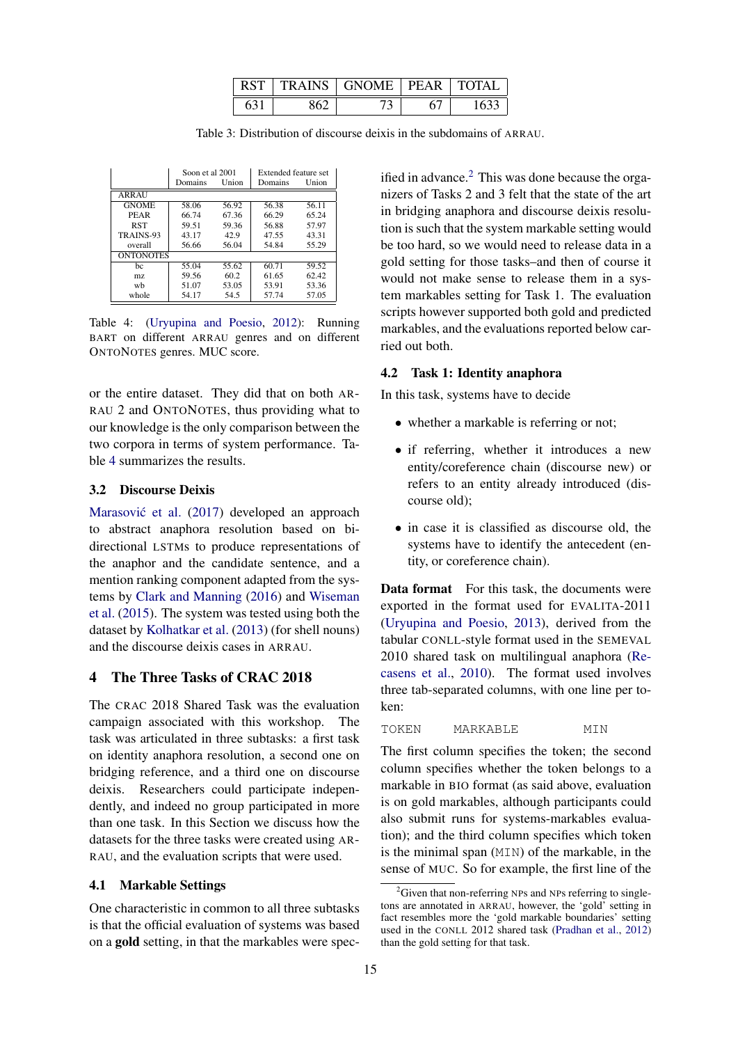| RST | TRAINS | GNOME | PEAR | TOTAL |
|---|---|---|---|---|
| 631 | 862 | 73 | 67 | 1633 |

Table 3: Distribution of discourse deixis in the subdomains of ARRAU.

| | Soon et al 2001 | | Extended feature set | |
|---|---|---|---|---|
| | Domains | Union | Domains | Union |
| ARRAU | | | | |
| GNOME | 58.06 | 56.92 | 56.38 | 56.11 |
| PEAR | 66.74 | 67.36 | 66.29 | 65.24 |
| RST | 59.51 | 59.36 | 56.88 | 57.97 |
| TRAINS-93 | 43.17 | 42.9 | 47.55 | 43.31 |
| overall | 56.66 | 56.04 | 54.84 | 55.29 |
| ONTONOTES | | | | |
| bc | 55.04 | 55.62 | 60.71 | 59.52 |
| mz | 59.56 | 60.2 | 61.65 | 62.42 |
| wb | 51.07 | 53.05 | 53.91 | 53.36 |
| whole | 54.17 | 54.5 | 57.74 | 57.05 |

Table 4: (Uryupina and Poesio, 2012): Running BART on different ARRAU genres and on different ONTONOTES genres. MUC score.

or the entire dataset. They did that on both ARRAU 2 and ONTONOTES, thus providing what to our knowledge is the only comparison between the two corpora in terms of system performance. Table 4 summarizes the results.

### 3.2 Discourse Deixis

Marasović et al. (2017) developed an approach to abstract anaphora resolution based on bi-directional LSTMs to produce representations of the anaphor and the candidate sentence, and a mention ranking component adapted from the systems by Clark and Manning (2016) and Wiseman et al. (2015). The system was tested using both the dataset by Kolhatkar et al. (2013) (for shell nouns) and the discourse deixis cases in ARRAU.

## 4 The Three Tasks of CRAC 2018

The CRAC 2018 Shared Task was the evaluation campaign associated with this workshop. The task was articulated in three subtasks: a first task on identity anaphora resolution, a second one on bridging reference, and a third one on discourse deixis. Researchers could participate independently, and indeed no group participated in more than one task. In this Section we discuss how the datasets for the three tasks were created using ARRAU, and the evaluation scripts that were used.

### 4.1 Markable Settings

One characteristic in common to all three subtasks is that the official evaluation of systems was based on a **gold** setting, in that the markables were specified in advance.[2] This was done because the organizers of Tasks 2 and 3 felt that the state of the art in bridging anaphora and discourse deixis resolution is such that the system markable setting would be too hard, so we would need to release data in a gold setting for those tasks–and then of course it would not make sense to release them in a system markables setting for Task 1. The evaluation scripts however supported both gold and predicted markables, and the evaluations reported below carried out both.

### 4.2 Task 1: Identity anaphora

In this task, systems have to decide

- whether a markable is referring or not;
- if referring, whether it introduces a new entity/coreference chain (discourse new) or refers to an entity already introduced (discourse old);
- in case it is classified as discourse old, the systems have to identify the antecedent (entity, or coreference chain).

**Data format** For this task, the documents were exported in the format used for EVALITA-2011 (Uryupina and Poesio, 2013), derived from the tabular CONLL-style format used in the SEMEVAL 2010 shared task on multilingual anaphora (Recasens et al., 2010). The format used involves three tab-separated columns, with one line per token:

```
TOKEN    MARKABLE        MIN
```

The first column specifies the token; the second column specifies whether the token belongs to a markable in BIO format (as said above, evaluation is on gold markables, although participants could also submit runs for systems-markables evaluation); and the third column specifies which token is the minimal span (MIN) of the markable, in the sense of MUC. So for example, the first line of the

[2]Given that non-referring NPs and NPs referring to singletons are annotated in ARRAU, however, the 'gold' setting in fact resembles more the 'gold markable boundaries' setting used in the CONLL 2012 shared task (Pradhan et al., 2012) than the gold setting for that task.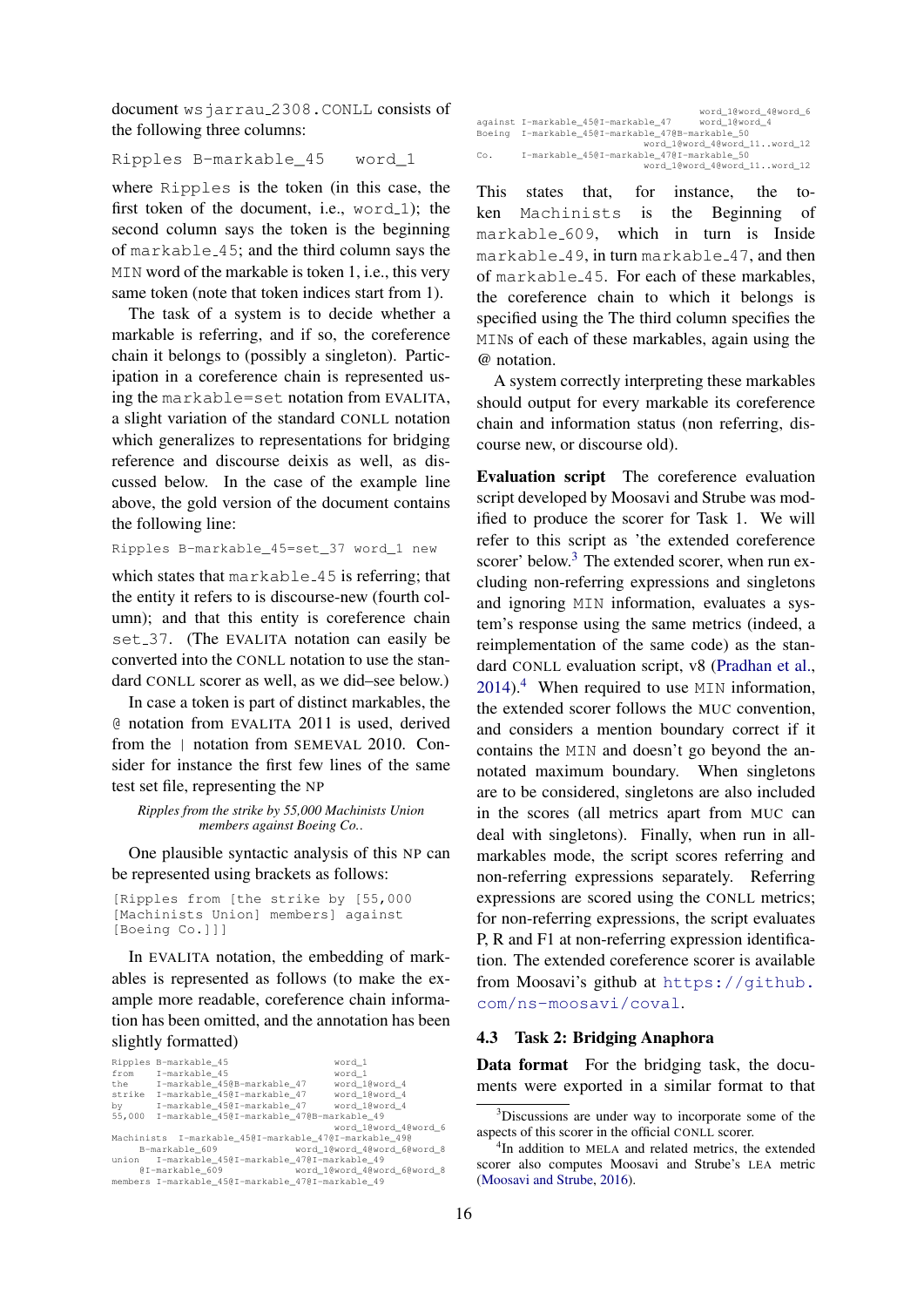document wsjarrau_2308.CONLL consists of the following three columns:

```
Ripples B-markable_45   word_1
```

where Ripples is the token (in this case, the first token of the document, i.e., word_1); the second column says the token is the beginning of markable_45; and the third column says the MIN word of the markable is token 1, i.e., this very same token (note that token indices start from 1).

The task of a system is to decide whether a markable is referring, and if so, the coreference chain it belongs to (possibly a singleton). Participation in a coreference chain is represented using the markable=set notation from EVALITA, a slight variation of the standard CONLL notation which generalizes to representations for bridging reference and discourse deixis as well, as discussed below. In the case of the example line above, the gold version of the document contains the following line:

```
Ripples B-markable_45=set_37 word_1 new
```

which states that markable_45 is referring; that the entity it refers to is discourse-new (fourth column); and that this entity is coreference chain set_37. (The EVALITA notation can easily be converted into the CONLL notation to use the standard CONLL scorer as well, as we did–see below.)

In case a token is part of distinct markables, the @ notation from EVALITA 2011 is used, derived from the | notation from SEMEVAL 2010. Consider for instance the first few lines of the same test set file, representing the NP

*Ripples from the strike by 55,000 Machinists Union members against Boeing Co..*

One plausible syntactic analysis of this NP can be represented using brackets as follows:

```
[Ripples from [the strike by [55,000
[Machinists Union] members] against
[Boeing Co.]]]
```

In EVALITA notation, the embedding of markables is represented as follows (to make the example more readable, coreference chain information has been omitted, and the annotation has been slightly formatted)

```
Ripples B-markable_45                          word_1
from    I-markable_45                          word_1
the     I-markable_45@B-markable_47            word_1@word_4
strike  I-markable_45@I-markable_47            word_1@word_4
by      I-markable_45@I-markable_47            word_1@word_4
55,000  I-markable_45@I-markable_47@B-markable_49
                                               word_1@word_4@word_6
Machinists  I-markable_45@I-markable_47@I-markable_49@
     B-markable_609                   word_1@word_4@word_6@word_8
union   I-markable_45@I-markable_47@I-markable_49
     @I-markable_609                  word_1@word_4@word_6@word_8
members I-markable_45@I-markable_47@I-markable_49
                                               word_1@word_4@word_6
against I-markable_45@I-markable_47     word_1@word_4
Boeing  I-markable_45@I-markable_47@B-markable_50
                                 word_1@word_4@word_11..word_12
Co.     I-markable_45@I-markable_47@I-markable_50
                                 word_1@word_4@word_11..word_12
```

This states that, for instance, the token Machinists is the Beginning of markable_609, which in turn is Inside markable_49, in turn markable_47, and then of markable_45. For each of these markables, the coreference chain to which it belongs is specified using the The third column specifies the MINs of each of these markables, again using the @ notation.

A system correctly interpreting these markables should output for every markable its coreference chain and information status (non referring, discourse new, or discourse old).

**Evaluation script** The coreference evaluation script developed by Moosavi and Strube was modified to produce the scorer for Task 1. We will refer to this script as 'the extended coreference scorer' below.[3] The extended scorer, when run excluding non-referring expressions and singletons and ignoring MIN information, evaluates a system's response using the same metrics (indeed, a reimplementation of the same code) as the standard CONLL evaluation script, v8 (Pradhan et al., 2014).[4] When required to use MIN information, the extended scorer follows the MUC convention, and considers a mention boundary correct if it contains the MIN and doesn't go beyond the annotated maximum boundary. When singletons are to be considered, singletons are also included in the scores (all metrics apart from MUC can deal with singletons). Finally, when run in all-markables mode, the script scores referring and non-referring expressions separately. Referring expressions are scored using the CONLL metrics; for non-referring expressions, the script evaluates P, R and F1 at non-referring expression identification. The extended coreference scorer is available from Moosavi's github at https://github.com/ns-moosavi/coval.

### 4.3 Task 2: Bridging Anaphora

**Data format** For the bridging task, the documents were exported in a similar format to that

[3] Discussions are under way to incorporate some of the aspects of this scorer in the official CONLL scorer.

[4] In addition to MELA and related metrics, the extended scorer also computes Moosavi and Strube's LEA metric (Moosavi and Strube, 2016).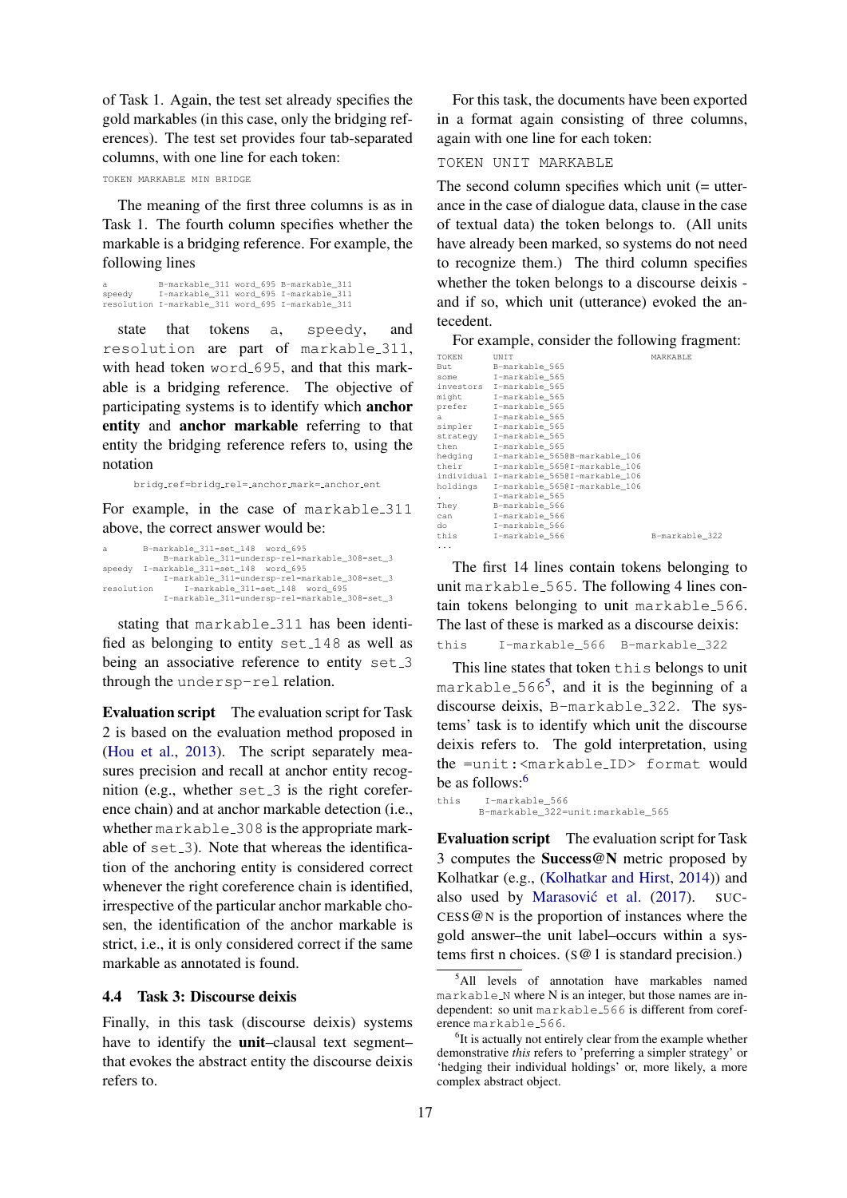of Task 1. Again, the test set already specifies the gold markables (in this case, only the bridging references). The test set provides four tab-separated columns, with one line for each token:

```
TOKEN MARKABLE MIN BRIDGE
```

The meaning of the first three columns is as in Task 1. The fourth column specifies whether the markable is a bridging reference. For example, the following lines

```
a          B-markable_311 word_695 B-markable_311
speedy     I-markable_311 word_695 I-markable_311
resolution I-markable_311 word_695 I-markable_311
```

state that tokens `a`, `speedy`, and `resolution` are part of `markable_311`, with head token `word_695`, and that this markable is a bridging reference. The objective of participating systems is to identify which **anchor entity** and **anchor markable** referring to that entity the bridging reference refers to, using the notation

```
bridg_ref=bridg_rel=_anchor_mark=_anchor_ent
```

For example, in the case of `markable_311` above, the correct answer would be:

```
a        B-markable_311=set_148  word_695
            B-markable_311=undersp-rel=markable_308=set_3
speedy   I-markable_311=set_148  word_695
            I-markable_311=undersp-rel=markable_308=set_3
resolution      I-markable_311=set_148  word_695
            I-markable_311=undersp-rel=markable_308=set_3
```

stating that `markable_311` has been identified as belonging to entity `set_148` as well as being an associative reference to entity `set_3` through the `undersp-rel` relation.

**Evaluation script** The evaluation script for Task 2 is based on the evaluation method proposed in (Hou et al., 2013). The script separately measures precision and recall at anchor entity recognition (e.g., whether `set_3` is the right coreference chain) and at anchor markable detection (i.e., whether `markable_308` is the appropriate markable of `set_3`). Note that whereas the identification of the anchoring entity is considered correct whenever the right coreference chain is identified, irrespective of the particular anchor markable chosen, the identification of the anchor markable is strict, i.e., it is only considered correct if the same markable as annotated is found.

### 4.4 Task 3: Discourse deixis

Finally, in this task (discourse deixis) systems have to identify the **unit**–clausal text segment–that evokes the abstract entity the discourse deixis refers to.

For this task, the documents have been exported in a format again consisting of three columns, again with one line for each token:

```
TOKEN UNIT MARKABLE
```

The second column specifies which unit (= utterance in the case of dialogue data, clause in the case of textual data) the token belongs to. (All units have already been marked, so systems do not need to recognize them.) The third column specifies whether the token belongs to a discourse deixis - and if so, which unit (utterance) evoked the antecedent.

For example, consider the following fragment:

```
TOKEN      UNIT                              MARKABLE
But        B-markable_565
some       I-markable_565
investors  I-markable_565
might      I-markable_565
prefer     I-markable_565
a          I-markable_565
simpler    I-markable_565
strategy   I-markable_565
then       I-markable_565
hedging    I-markable_565@B-markable_106
their      I-markable_565@I-markable_106
individual I-markable_565@I-markable_106
holdings   I-markable_565@I-markable_106
.          I-markable_565
They       B-markable_566
can        I-markable_566
do         I-markable_566
this       I-markable_566                    B-markable_322
...
```

The first 14 lines contain tokens belonging to unit `markable_565`. The following 4 lines contain tokens belonging to unit `markable_566`. The last of these is marked as a discourse deixis:

```
this     I-markable_566  B-markable_322
```

This line states that token `this` belongs to unit `markable_566`[5], and it is the beginning of a discourse deixis, `B-markable_322`. The systems' task is to identify which unit the discourse deixis refers to. The gold interpretation, using the `=unit:<markable_ID> format` would be as follows:[6]

```
this     I-markable_566
      B-markable_322=unit:markable_565
```

**Evaluation script** The evaluation script for Task 3 computes the **Success@N** metric proposed by Kolhatkar (e.g., (Kolhatkar and Hirst, 2014)) and also used by Marasović et al. (2017). SUCCESS@N is the proportion of instances where the gold answer–the unit label–occurs within a systems first n choices. (S@1 is standard precision.)

[5]All levels of annotation have markables named `markable_N` where N is an integer, but those names are independent: so unit `markable_566` is different from coreference `markable_566`.

[6]It is actually not entirely clear from the example whether demonstrative *this* refers to 'preferring a simpler strategy' or 'hedging their individual holdings' or, more likely, a more complex abstract object.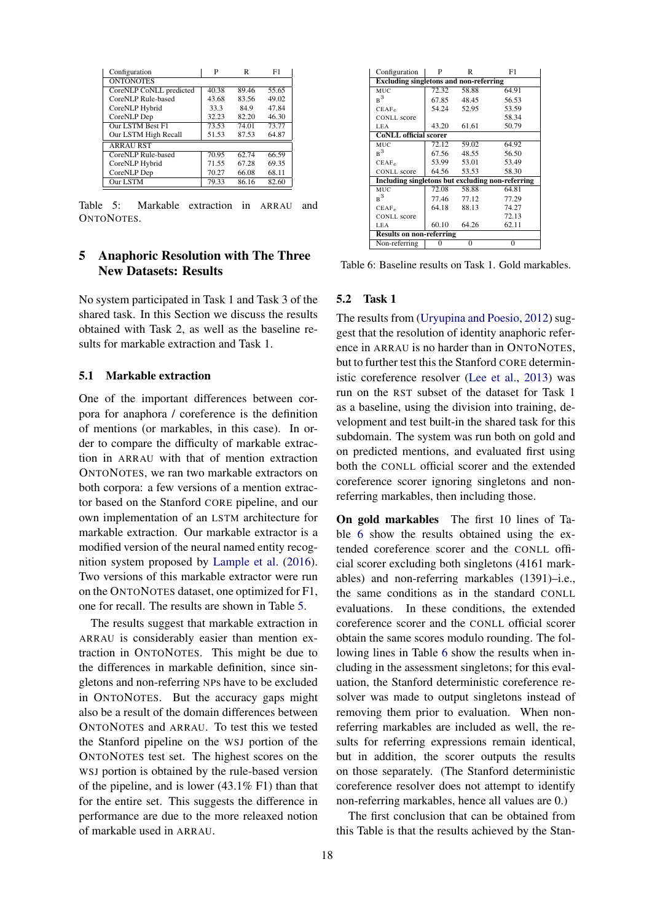| Configuration | P | R | F1 |
|---|---|---|---|
| ONTONOTES | | | |
| CoreNLP CoNLL predicted | 40.38 | 89.46 | 55.65 |
| CoreNLP Rule-based | 43.68 | 83.56 | 49.02 |
| CoreNLP Hybrid | 33.3 | 84.9 | 47.84 |
| CoreNLP Dep | 32.23 | 82.20 | 46.30 |
| Our LSTM Best F1 | 73.53 | 74.01 | 73.77 |
| Our LSTM High Recall | 51.53 | 87.53 | 64.87 |
| ARRAU RST | | | |
| CoreNLP Rule-based | 70.95 | 62.74 | 66.59 |
| CoreNLP Hybrid | 71.55 | 67.28 | 69.35 |
| CoreNLP Dep | 70.27 | 66.08 | 68.11 |
| Our LSTM | 79.33 | 86.16 | 82.60 |

Table 5: Markable extraction in ARRAU and ONTONOTES.

## 5 Anaphoric Resolution with The Three New Datasets: Results

No system participated in Task 1 and Task 3 of the shared task. In this Section we discuss the results obtained with Task 2, as well as the baseline results for markable extraction and Task 1.

### 5.1 Markable extraction

One of the important differences between corpora for anaphora / coreference is the definition of mentions (or markables, in this case). In order to compare the difficulty of markable extraction in ARRAU with that of mention extraction ONTONOTES, we ran two markable extractors on both corpora: a few versions of a mention extractor based on the Stanford CORE pipeline, and our own implementation of an LSTM architecture for markable extraction. Our markable extractor is a modified version of the neural named entity recognition system proposed by Lample et al. (2016). Two versions of this markable extractor were run on the ONTONOTES dataset, one optimized for F1, one for recall. The results are shown in Table 5.

The results suggest that markable extraction in ARRAU is considerably easier than mention extraction in ONTONOTES. This might be due to the differences in markable definition, since singletons and non-referring NPs have to be excluded in ONTONOTES. But the accuracy gaps might also be a result of the domain differences between ONTONOTES and ARRAU. To test this we tested the Stanford pipeline on the WSJ portion of the ONTONOTES test set. The highest scores on the WSJ portion is obtained by the rule-based version of the pipeline, and is lower (43.1% F1) than that for the entire set. This suggests the difference in performance are due to the more releaxed notion of markable used in ARRAU.

| Configuration | P | R | F1 |
|---|---|---|---|
| **Excluding singletons and non-referring** | | | |
| MUC | 72.32 | 58.88 | 64.91 |
| $B^3$ | 67.85 | 48.45 | 56.53 |
| $CEAF_e$ | 54.24 | 52.95 | 53.59 |
| CONLL score | | | 58.34 |
| LEA | 43.20 | 61.61 | 50.79 |
| **CoNLL official scorer** | | | |
| MUC | 72.12 | 59.02 | 64.92 |
| $B^3$ | 67.56 | 48.55 | 56.50 |
| $CEAF_e$ | 53.99 | 53.01 | 53.49 |
| CONLL score | 64.56 | 53.53 | 58.30 |
| **Including singletons but excluding non-referring** | | | |
| MUC | 72.08 | 58.88 | 64.81 |
| $B^3$ | 77.46 | 77.12 | 77.29 |
| $CEAF_e$ | 64.18 | 88.13 | 74.27 |
| CONLL score | | | 72.13 |
| LEA | 60.10 | 64.26 | 62.11 |
| **Results on non-referring** | | | |
| Non-referring | 0 | 0 | 0 |

Table 6: Baseline results on Task 1. Gold markables.

### 5.2 Task 1

The results from (Uryupina and Poesio, 2012) suggest that the resolution of identity anaphoric reference in ARRAU is no harder than in ONTONOTES, but to further test this the Stanford CORE deterministic coreference resolver (Lee et al., 2013) was run on the RST subset of the dataset for Task 1 as a baseline, using the division into training, development and test built-in the shared task for this subdomain. The system was run both on gold and on predicted mentions, and evaluated first using both the CONLL official scorer and the extended coreference scorer ignoring singletons and non-referring markables, then including those.

**On gold markables** The first 10 lines of Table 6 show the results obtained using the extended coreference scorer and the CONLL official scorer excluding both singletons (4161 markables) and non-referring markables (1391)–i.e., the same conditions as in the standard CONLL evaluations. In these conditions, the extended coreference scorer and the CONLL official scorer obtain the same scores modulo rounding. The following lines in Table 6 show the results when including in the assessment singletons; for this evaluation, the Stanford deterministic coreference resolver was made to output singletons instead of removing them prior to evaluation. When non-referring markables are included as well, the results for referring expressions remain identical, but in addition, the scorer outputs the results on those separately. (The Stanford deterministic coreference resolver does not attempt to identify non-referring markables, hence all values are 0.)

The first conclusion that can be obtained from this Table is that the results achieved by the Stan-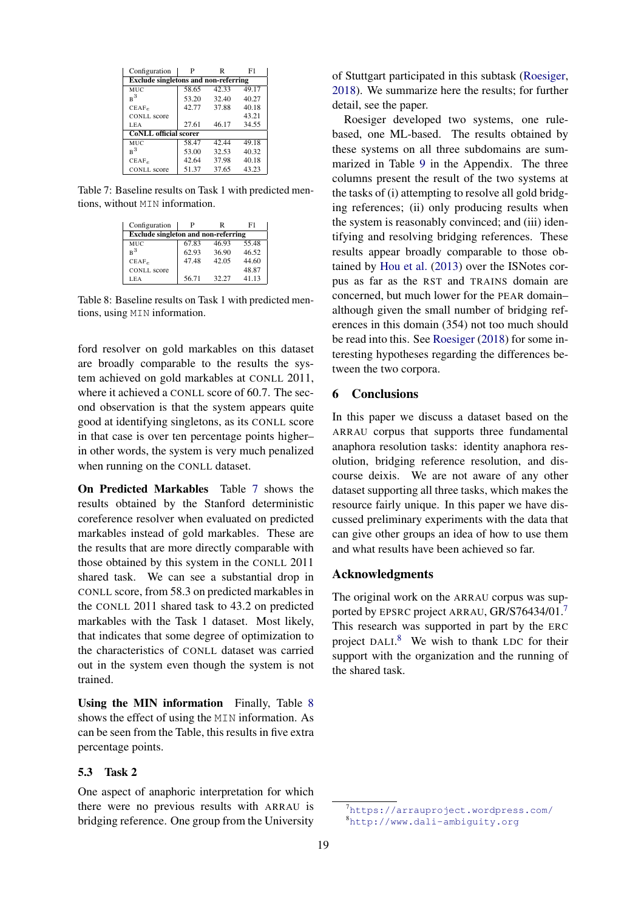| Configuration | P | R | F1 |
|---|---|---|---|
| **Exclude singletons and non-referring** | | | |
| MUC | 58.65 | 42.33 | 49.17 |
| $B^3$ | 53.20 | 32.40 | 40.27 |
| $CEAF_e$ | 42.77 | 37.88 | 40.18 |
| CONLL score | | | 43.21 |
| LEA | 27.61 | 46.17 | 34.55 |
| **CoNLL official scorer** | | | |
| MUC | 58.47 | 42.44 | 49.18 |
| $B^3$ | 53.00 | 32.53 | 40.32 |
| $CEAF_e$ | 42.64 | 37.98 | 40.18 |
| CONLL score | 51.37 | 37.65 | 43.23 |

Table 7: Baseline results on Task 1 with predicted mentions, without MIN information.

| Configuration | P | R | F1 |
|---|---|---|---|
| **Exclude singleton and non-referring** | | | |
| MUC | 67.83 | 46.93 | 55.48 |
| $B^3$ | 62.93 | 36.90 | 46.52 |
| $CEAF_e$ | 47.48 | 42.05 | 44.60 |
| CONLL score | | | 48.87 |
| LEA | 56.71 | 32.27 | 41.13 |

Table 8: Baseline results on Task 1 with predicted mentions, using MIN information.

ford resolver on gold markables on this dataset are broadly comparable to the results the system achieved on gold markables at CONLL 2011, where it achieved a CONLL score of 60.7. The second observation is that the system appears quite good at identifying singletons, as its CONLL score in that case is over ten percentage points higher–in other words, the system is very much penalized when running on the CONLL dataset.

**On Predicted Markables** Table 7 shows the results obtained by the Stanford deterministic coreference resolver when evaluated on predicted markables instead of gold markables. These are the results that are more directly comparable with those obtained by this system in the CONLL 2011 shared task. We can see a substantial drop in CONLL score, from 58.3 on predicted markables in the CONLL 2011 shared task to 43.2 on predicted markables with the Task 1 dataset. Most likely, that indicates that some degree of optimization to the characteristics of CONLL dataset was carried out in the system even though the system is not trained.

**Using the MIN information** Finally, Table 8 shows the effect of using the MIN information. As can be seen from the Table, this results in five extra percentage points.

### 5.3 Task 2

One aspect of anaphoric interpretation for which there were no previous results with ARRAU is bridging reference. One group from the University of Stuttgart participated in this subtask (Roesiger, 2018). We summarize here the results; for further detail, see the paper.

Roesiger developed two systems, one rule-based, one ML-based. The results obtained by these systems on all three subdomains are summarized in Table 9 in the Appendix. The three columns present the result of the two systems at the tasks of (i) attempting to resolve all gold bridging references; (ii) only producing results when the system is reasonably convinced; and (iii) identifying and resolving bridging references. These results appear broadly comparable to those obtained by Hou et al. (2013) over the ISNotes corpus as far as the RST and TRAINS domain are concerned, but much lower for the PEAR domain–although given the small number of bridging references in this domain (354) not too much should be read into this. See Roesiger (2018) for some interesting hypotheses regarding the differences between the two corpora.

## 6 Conclusions

In this paper we discuss a dataset based on the ARRAU corpus that supports three fundamental anaphora resolution tasks: identity anaphora resolution, bridging reference resolution, and discourse deixis. We are not aware of any other dataset supporting all three tasks, which makes the resource fairly unique. In this paper we have discussed preliminary experiments with the data that can give other groups an idea of how to use them and what results have been achieved so far.

## Acknowledgments

The original work on the ARRAU corpus was supported by EPSRC project ARRAU, GR/S76434/01.[7] This research was supported in part by the ERC project DALI.[8] We wish to thank LDC for their support with the organization and the running of the shared task.

[7] https://arrauproject.wordpress.com/
[8] http://www.dali-ambiguity.org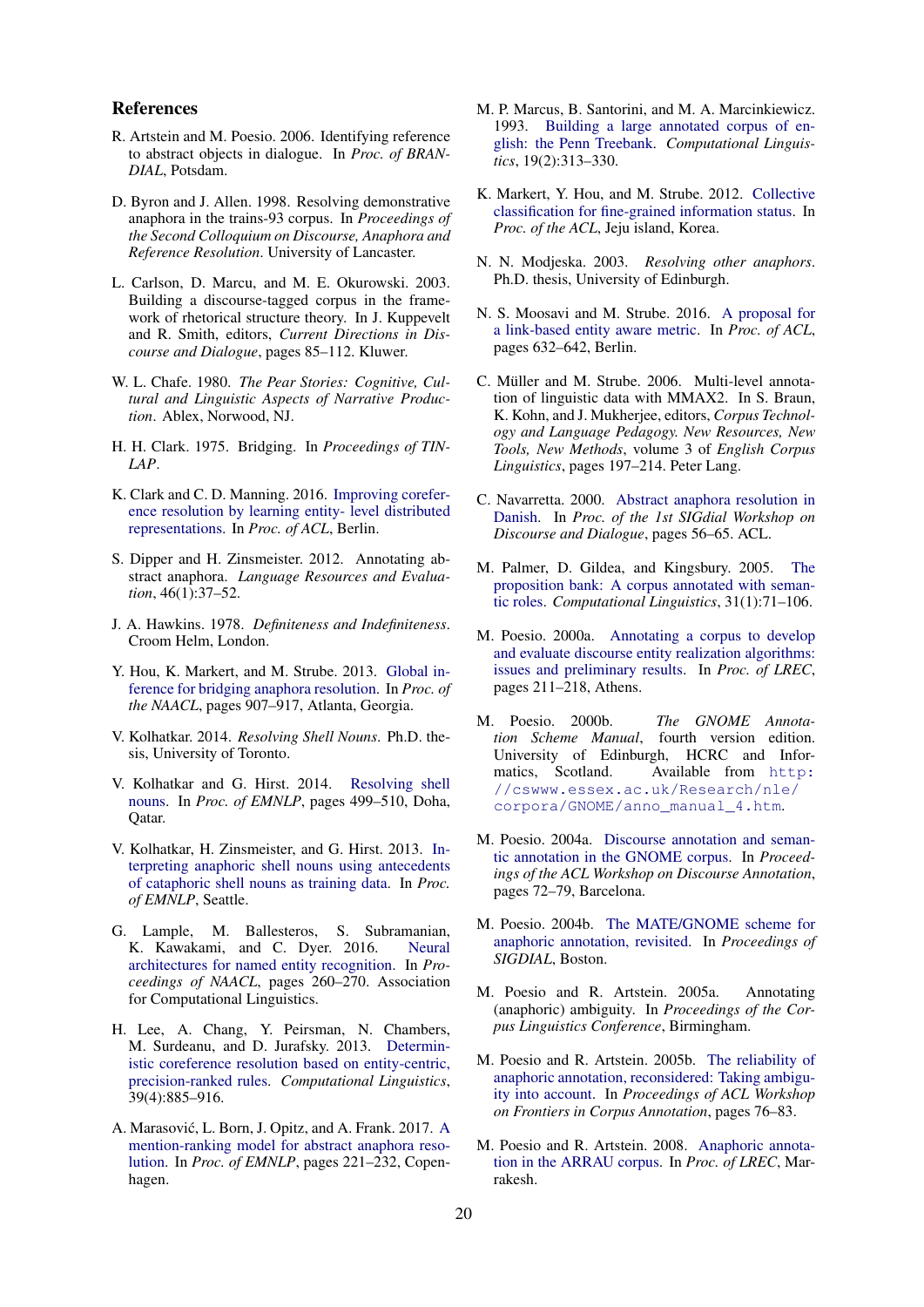## References

R. Artstein and M. Poesio. 2006. Identifying reference to abstract objects in dialogue. In *Proc. of BRANDIAL*, Potsdam.

D. Byron and J. Allen. 1998. Resolving demonstrative anaphora in the trains-93 corpus. In *Proceedings of the Second Colloquium on Discourse, Anaphora and Reference Resolution*. University of Lancaster.

L. Carlson, D. Marcu, and M. E. Okurowski. 2003. Building a discourse-tagged corpus in the framework of rhetorical structure theory. In J. Kuppevelt and R. Smith, editors, *Current Directions in Discourse and Dialogue*, pages 85–112. Kluwer.

W. L. Chafe. 1980. *The Pear Stories: Cognitive, Cultural and Linguistic Aspects of Narrative Production*. Ablex, Norwood, NJ.

H. H. Clark. 1975. Bridging. In *Proceedings of TINLAP*.

K. Clark and C. D. Manning. 2016. Improving coreference resolution by learning entity- level distributed representations. In *Proc. of ACL*, Berlin.

S. Dipper and H. Zinsmeister. 2012. Annotating abstract anaphora. *Language Resources and Evaluation*, 46(1):37–52.

J. A. Hawkins. 1978. *Definiteness and Indefiniteness*. Croom Helm, London.

Y. Hou, K. Markert, and M. Strube. 2013. Global inference for bridging anaphora resolution. In *Proc. of the NAACL*, pages 907–917, Atlanta, Georgia.

V. Kolhatkar. 2014. *Resolving Shell Nouns*. Ph.D. thesis, University of Toronto.

V. Kolhatkar and G. Hirst. 2014. Resolving shell nouns. In *Proc. of EMNLP*, pages 499–510, Doha, Qatar.

V. Kolhatkar, H. Zinsmeister, and G. Hirst. 2013. Interpreting anaphoric shell nouns using antecedents of cataphoric shell nouns as training data. In *Proc. of EMNLP*, Seattle.

G. Lample, M. Ballesteros, S. Subramanian, K. Kawakami, and C. Dyer. 2016. Neural architectures for named entity recognition. In *Proceedings of NAACL*, pages 260–270. Association for Computational Linguistics.

H. Lee, A. Chang, Y. Peirsman, N. Chambers, M. Surdeanu, and D. Jurafsky. 2013. Deterministic coreference resolution based on entity-centric, precision-ranked rules. *Computational Linguistics*, 39(4):885–916.

A. Marasović, L. Born, J. Opitz, and A. Frank. 2017. A mention-ranking model for abstract anaphora resolution. In *Proc. of EMNLP*, pages 221–232, Copenhagen.

M. P. Marcus, B. Santorini, and M. A. Marcinkiewicz. 1993. Building a large annotated corpus of english: the Penn Treebank. *Computational Linguistics*, 19(2):313–330.

K. Markert, Y. Hou, and M. Strube. 2012. Collective classification for fine-grained information status. In *Proc. of the ACL*, Jeju island, Korea.

N. N. Modjeska. 2003. *Resolving other anaphors*. Ph.D. thesis, University of Edinburgh.

N. S. Moosavi and M. Strube. 2016. A proposal for a link-based entity aware metric. In *Proc. of ACL*, pages 632–642, Berlin.

C. Müller and M. Strube. 2006. Multi-level annotation of linguistic data with MMAX2. In S. Braun, K. Kohn, and J. Mukherjee, editors, *Corpus Technology and Language Pedagogy. New Resources, New Tools, New Methods*, volume 3 of *English Corpus Linguistics*, pages 197–214. Peter Lang.

C. Navarretta. 2000. Abstract anaphora resolution in Danish. In *Proc. of the 1st SIGdial Workshop on Discourse and Dialogue*, pages 56–65. ACL.

M. Palmer, D. Gildea, and Kingsbury. 2005. The proposition bank: A corpus annotated with semantic roles. *Computational Linguistics*, 31(1):71–106.

M. Poesio. 2000a. Annotating a corpus to develop and evaluate discourse entity realization algorithms: issues and preliminary results. In *Proc. of LREC*, pages 211–218, Athens.

M. Poesio. 2000b. *The GNOME Annotation Scheme Manual*, fourth version edition. University of Edinburgh, HCRC and Informatics, Scotland. Available from http://cswww.essex.ac.uk/Research/nle/corpora/GNOME/anno_manual_4.htm.

M. Poesio. 2004a. Discourse annotation and semantic annotation in the GNOME corpus. In *Proceedings of the ACL Workshop on Discourse Annotation*, pages 72–79, Barcelona.

M. Poesio. 2004b. The MATE/GNOME scheme for anaphoric annotation, revisited. In *Proceedings of SIGDIAL*, Boston.

M. Poesio and R. Artstein. 2005a. Annotating (anaphoric) ambiguity. In *Proceedings of the Corpus Linguistics Conference*, Birmingham.

M. Poesio and R. Artstein. 2005b. The reliability of anaphoric annotation, reconsidered: Taking ambiguity into account. In *Proceedings of ACL Workshop on Frontiers in Corpus Annotation*, pages 76–83.

M. Poesio and R. Artstein. 2008. Anaphoric annotation in the ARRAU corpus. In *Proc. of LREC*, Marrakesh.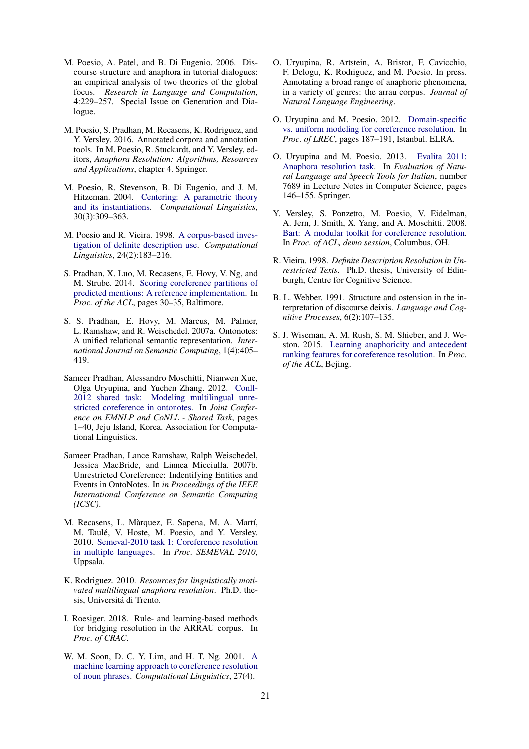M. Poesio, A. Patel, and B. Di Eugenio. 2006. Discourse structure and anaphora in tutorial dialogues: an empirical analysis of two theories of the global focus. *Research in Language and Computation*, 4:229–257. Special Issue on Generation and Dialogue.

M. Poesio, S. Pradhan, M. Recasens, K. Rodriguez, and Y. Versley. 2016. Annotated corpora and annotation tools. In M. Poesio, R. Stuckardt, and Y. Versley, editors, *Anaphora Resolution: Algorithms, Resources and Applications*, chapter 4. Springer.

M. Poesio, R. Stevenson, B. Di Eugenio, and J. M. Hitzeman. 2004. Centering: A parametric theory and its instantiations. *Computational Linguistics*, 30(3):309–363.

M. Poesio and R. Vieira. 1998. A corpus-based investigation of definite description use. *Computational Linguistics*, 24(2):183–216.

S. Pradhan, X. Luo, M. Recasens, E. Hovy, V. Ng, and M. Strube. 2014. Scoring coreference partitions of predicted mentions: A reference implementation. In *Proc. of the ACL*, pages 30–35, Baltimore.

S. S. Pradhan, E. Hovy, M. Marcus, M. Palmer, L. Ramshaw, and R. Weischedel. 2007a. Ontonotes: A unified relational semantic representation. *International Journal on Semantic Computing*, 1(4):405–419.

Sameer Pradhan, Alessandro Moschitti, Nianwen Xue, Olga Uryupina, and Yuchen Zhang. 2012. Conll-2012 shared task: Modeling multilingual unrestricted coreference in ontonotes. In *Joint Conference on EMNLP and CoNLL - Shared Task*, pages 1–40, Jeju Island, Korea. Association for Computational Linguistics.

Sameer Pradhan, Lance Ramshaw, Ralph Weischedel, Jessica MacBride, and Linnea Micciulla. 2007b. Unrestricted Coreference: Indentifying Entities and Events in OntoNotes. In *in Proceedings of the IEEE International Conference on Semantic Computing (ICSC)*.

M. Recasens, L. Màrquez, E. Sapena, M. A. Martí, M. Taulé, V. Hoste, M. Poesio, and Y. Versley. 2010. Semeval-2010 task 1: Coreference resolution in multiple languages. In *Proc. SEMEVAL 2010*, Uppsala.

K. Rodriguez. 2010. *Resources for linguistically motivated multilingual anaphora resolution*. Ph.D. thesis, Universitá di Trento.

I. Roesiger. 2018. Rule- and learning-based methods for bridging resolution in the ARRAU corpus. In *Proc. of CRAC*.

W. M. Soon, D. C. Y. Lim, and H. T. Ng. 2001. A machine learning approach to coreference resolution of noun phrases. *Computational Linguistics*, 27(4).

O. Uryupina, R. Artstein, A. Bristot, F. Cavicchio, F. Delogu, K. Rodriguez, and M. Poesio. In press. Annotating a broad range of anaphoric phenomena, in a variety of genres: the arrau corpus. *Journal of Natural Language Engineering*.

O. Uryupina and M. Poesio. 2012. Domain-specific vs. uniform modeling for coreference resolution. In *Proc. of LREC*, pages 187–191, Istanbul. ELRA.

O. Uryupina and M. Poesio. 2013. Evalita 2011: Anaphora resolution task. In *Evaluation of Natural Language and Speech Tools for Italian*, number 7689 in Lecture Notes in Computer Science, pages 146–155. Springer.

Y. Versley, S. Ponzetto, M. Poesio, V. Eidelman, A. Jern, J. Smith, X. Yang, and A. Moschitti. 2008. Bart: A modular toolkit for coreference resolution. In *Proc. of ACL, demo session*, Columbus, OH.

R. Vieira. 1998. *Definite Description Resolution in Unrestricted Texts*. Ph.D. thesis, University of Edinburgh, Centre for Cognitive Science.

B. L. Webber. 1991. Structure and ostension in the interpretation of discourse deixis. *Language and Cognitive Processes*, 6(2):107–135.

S. J. Wiseman, A. M. Rush, S. M. Shieber, and J. Weston. 2015. Learning anaphoricity and antecedent ranking features for coreference resolution. In *Proc. of the ACL*, Bejing.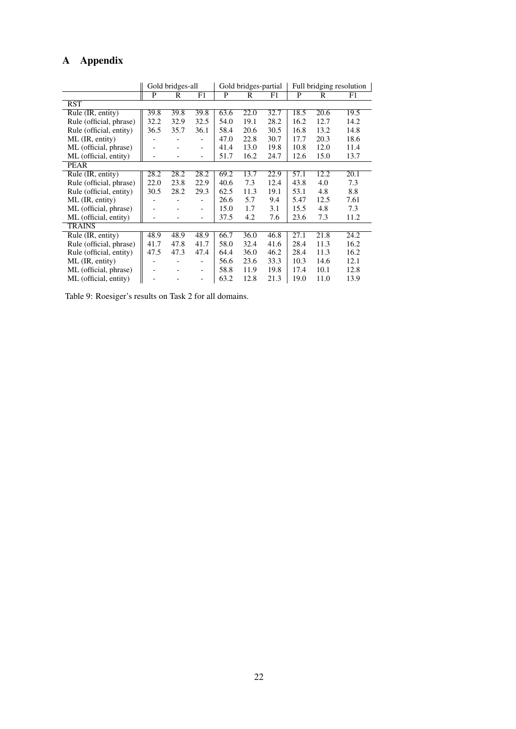# A Appendix

| | Gold bridges-all | | | Gold bridges-partial | | | Full bridging resolution | | |
|---|---|---|---|---|---|---|---|---|---|
| | P | R | F1 | P | R | F1 | P | R | F1 |
| RST | | | | | | | | | |
| Rule (IR, entity) | 39.8 | 39.8 | 39.8 | 63.6 | 22.0 | 32.7 | 18.5 | 20.6 | 19.5 |
| Rule (official, phrase) | 32.2 | 32.9 | 32.5 | 54.0 | 19.1 | 28.2 | 16.2 | 12.7 | 14.2 |
| Rule (official, entity) | 36.5 | 35.7 | 36.1 | 58.4 | 20.6 | 30.5 | 16.8 | 13.2 | 14.8 |
| ML (IR, entity) | - | - | - | 47.0 | 22.8 | 30.7 | 17.7 | 20.3 | 18.6 |
| ML (official, phrase) | - | - | - | 41.4 | 13.0 | 19.8 | 10.8 | 12.0 | 11.4 |
| ML (official, entity) | - | - | - | 51.7 | 16.2 | 24.7 | 12.6 | 15.0 | 13.7 |
| PEAR | | | | | | | | | |
| Rule (IR, entity) | 28.2 | 28.2 | 28.2 | 69.2 | 13.7 | 22.9 | 57.1 | 12.2 | 20.1 |
| Rule (official, phrase) | 22.0 | 23.8 | 22.9 | 40.6 | 7.3 | 12.4 | 43.8 | 4.0 | 7.3 |
| Rule (official, entity) | 30.5 | 28.2 | 29.3 | 62.5 | 11.3 | 19.1 | 53.1 | 4.8 | 8.8 |
| ML (IR, entity) | - | - | - | 26.6 | 5.7 | 9.4 | 5.47 | 12.5 | 7.61 |
| ML (official, phrase) | - | - | - | 15.0 | 1.7 | 3.1 | 15.5 | 4.8 | 7.3 |
| ML (official, entity) | - | - | - | 37.5 | 4.2 | 7.6 | 23.6 | 7.3 | 11.2 |
| TRAINS | | | | | | | | | |
| Rule (IR, entity) | 48.9 | 48.9 | 48.9 | 66.7 | 36.0 | 46.8 | 27.1 | 21.8 | 24.2 |
| Rule (official, phrase) | 41.7 | 47.8 | 41.7 | 58.0 | 32.4 | 41.6 | 28.4 | 11.3 | 16.2 |
| Rule (official, entity) | 47.5 | 47.3 | 47.4 | 64.4 | 36.0 | 46.2 | 28.4 | 11.3 | 16.2 |
| ML (IR, entity) | - | - | - | 56.6 | 23.6 | 33.3 | 10.3 | 14.6 | 12.1 |
| ML (official, phrase) | - | - | - | 58.8 | 11.9 | 19.8 | 17.4 | 10.1 | 12.8 |
| ML (official, entity) | - | - | - | 63.2 | 12.8 | 21.3 | 19.0 | 11.0 | 13.9 |

Table 9: Roesiger's results on Task 2 for all domains.